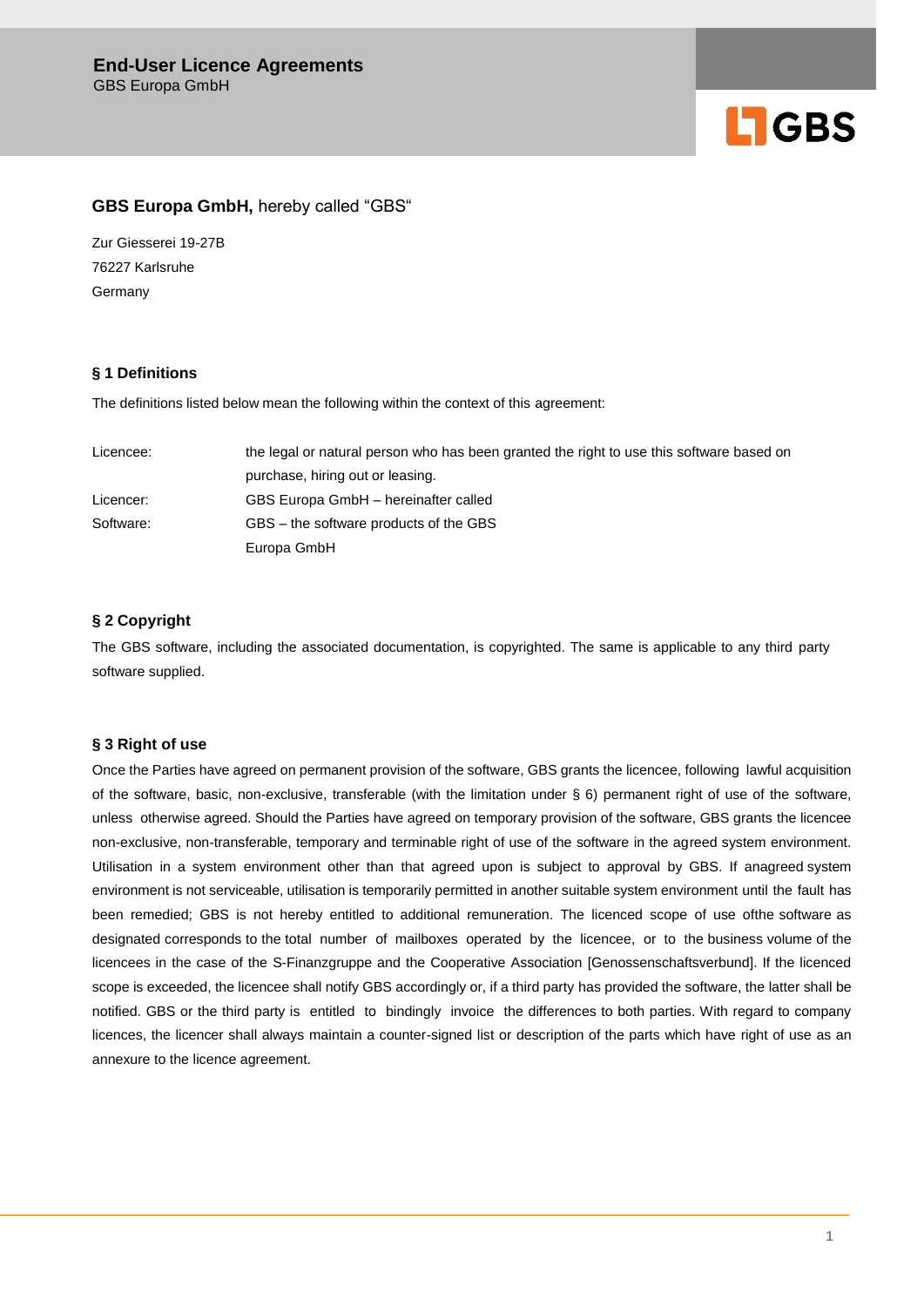# End-User Licence Agreements

GBS Europa GmbH

**GBS Europa GmbH,** hereby called “GBS“

Zur Giesserei 19-27B
76227 Karlsruhe
Germany

## § 1 Definitions

The definitions listed below mean the following within the context of this agreement:

| | |
|---|---|
| Licencee: | the legal or natural person who has been granted the right to use this software based on purchase, hiring out or leasing. |
| Licencer: | GBS Europa GmbH – hereinafter called |
| Software: | GBS – the software products of the GBS Europa GmbH |

## § 2 Copyright

The GBS software, including the associated documentation, is copyrighted. The same is applicable to any third party software supplied.

## § 3 Right of use

Once the Parties have agreed on permanent provision of the software, GBS grants the licencee, following lawful acquisition of the software, basic, non-exclusive, transferable (with the limitation under § 6) permanent right of use of the software, unless otherwise agreed. Should the Parties have agreed on temporary provision of the software, GBS grants the licencee non-exclusive, non-transferable, temporary and terminable right of use of the software in the agreed system environment. Utilisation in a system environment other than that agreed upon is subject to approval by GBS. If anagreed system environment is not serviceable, utilisation is temporarily permitted in another suitable system environment until the fault has been remedied; GBS is not hereby entitled to additional remuneration. The licenced scope of use ofthe software as designated corresponds to the total number of mailboxes operated by the licencee, or to the business volume of the licencees in the case of the S-Finanzgruppe and the Cooperative Association [Genossenschaftsverbund]. If the licenced scope is exceeded, the licencee shall notify GBS accordingly or, if a third party has provided the software, the latter shall be notified. GBS or the third party is entitled to bindingly invoice the differences to both parties. With regard to company licences, the licencer shall always maintain a counter-signed list or description of the parts which have right of use as an annexure to the licence agreement.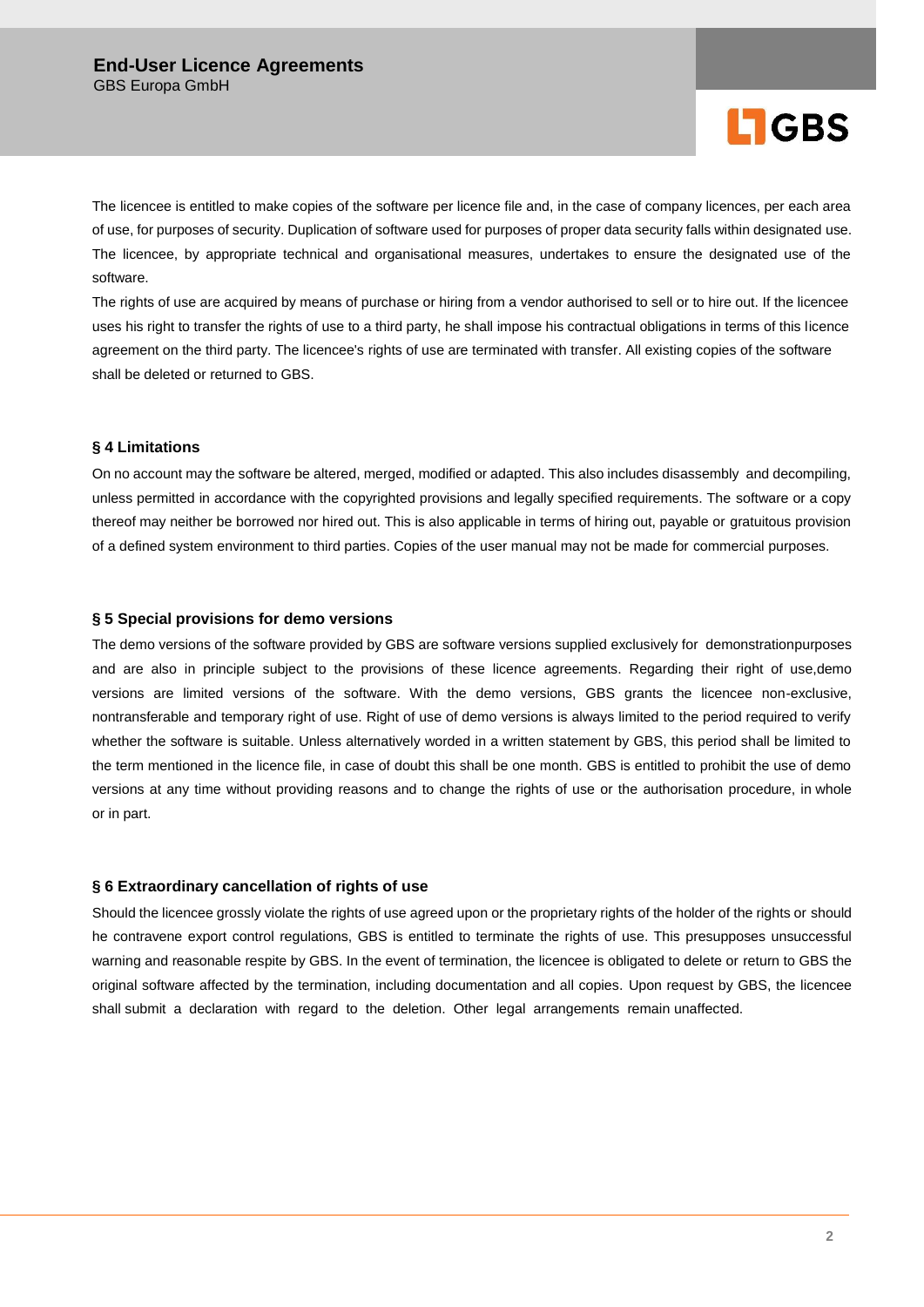The licencee is entitled to make copies of the software per licence file and, in the case of company licences, per each area of use, for purposes of security. Duplication of software used for purposes of proper data security falls within designated use. The licencee, by appropriate technical and organisational measures, undertakes to ensure the designated use of the software.

The rights of use are acquired by means of purchase or hiring from a vendor authorised to sell or to hire out. If the licencee uses his right to transfer the rights of use to a third party, he shall impose his contractual obligations in terms of this licence agreement on the third party. The licencee's rights of use are terminated with transfer. All existing copies of the software shall be deleted or returned to GBS.

### § 4 Limitations

On no account may the software be altered, merged, modified or adapted. This also includes disassembly and decompiling, unless permitted in accordance with the copyrighted provisions and legally specified requirements. The software or a copy thereof may neither be borrowed nor hired out. This is also applicable in terms of hiring out, payable or gratuitous provision of a defined system environment to third parties. Copies of the user manual may not be made for commercial purposes.

### § 5 Special provisions for demo versions

The demo versions of the software provided by GBS are software versions supplied exclusively for demonstrationpurposes and are also in principle subject to the provisions of these licence agreements. Regarding their right of use,demo versions are limited versions of the software. With the demo versions, GBS grants the licencee non-exclusive, nontransferable and temporary right of use. Right of use of demo versions is always limited to the period required to verify whether the software is suitable. Unless alternatively worded in a written statement by GBS, this period shall be limited to the term mentioned in the licence file, in case of doubt this shall be one month. GBS is entitled to prohibit the use of demo versions at any time without providing reasons and to change the rights of use or the authorisation procedure, in whole or in part.

### § 6 Extraordinary cancellation of rights of use

Should the licencee grossly violate the rights of use agreed upon or the proprietary rights of the holder of the rights or should he contravene export control regulations, GBS is entitled to terminate the rights of use. This presupposes unsuccessful warning and reasonable respite by GBS. In the event of termination, the licencee is obligated to delete or return to GBS the original software affected by the termination, including documentation and all copies. Upon request by GBS, the licencee shall submit a declaration with regard to the deletion. Other legal arrangements remain unaffected.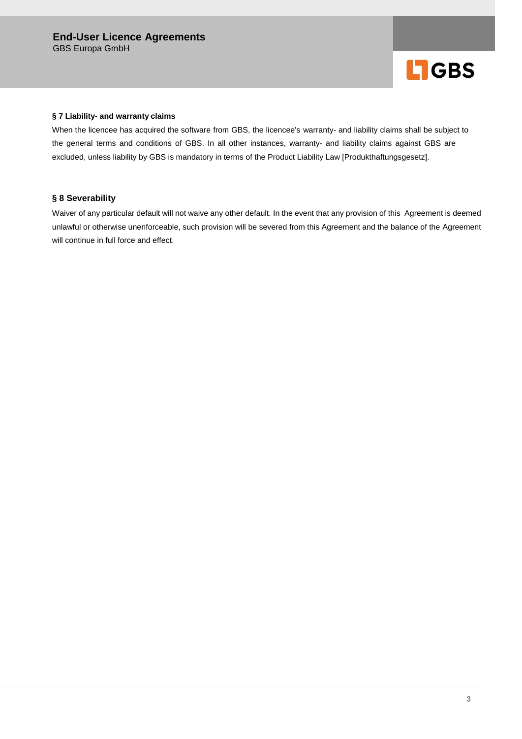### § 7 Liability- and warranty claims

When the licencee has acquired the software from GBS, the licencee's warranty- and liability claims shall be subject to the general terms and conditions of GBS. In all other instances, warranty- and liability claims against GBS are excluded, unless liability by GBS is mandatory in terms of the Product Liability Law [Produkthaftungsgesetz].

### § 8 Severability

Waiver of any particular default will not waive any other default. In the event that any provision of this Agreement is deemed unlawful or otherwise unenforceable, such provision will be severed from this Agreement and the balance of the Agreement will continue in full force and effect.